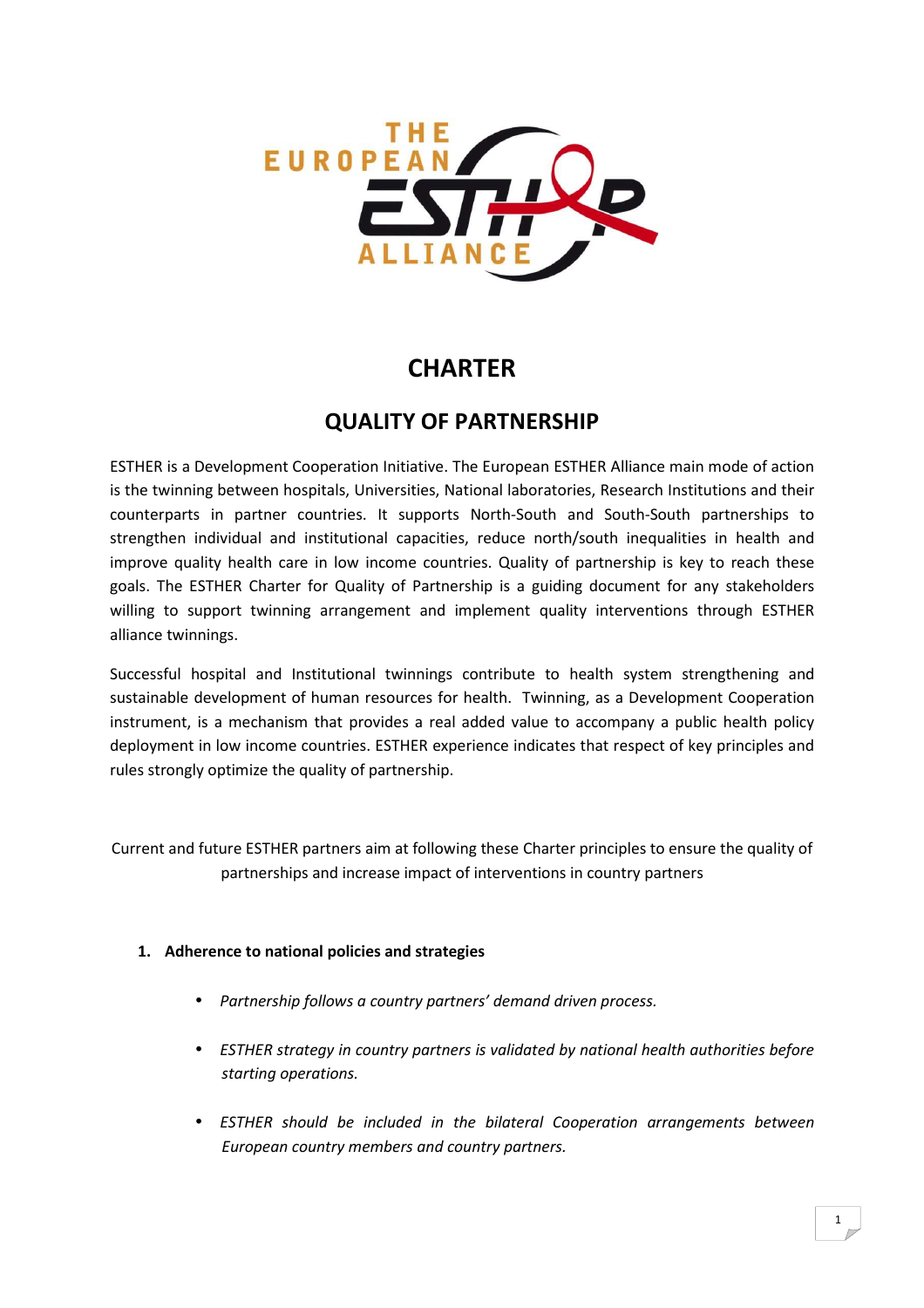# CHARTER

## QUALITY OF PARTNERSHIP

ESTHER is a Development Cooperation Initiative. The European ESTHER Alliance main mode of action is the twinning between hospitals, Universities, National laboratories, Research Institutions and their counterparts in partner countries. It supports North-South and South-South partnerships to strengthen individual and institutional capacities, reduce north/south inequalities in health and improve quality health care in low income countries. Quality of partnership is key to reach these goals. The ESTHER Charter for Quality of Partnership is a guiding document for any stakeholders willing to support twinning arrangement and implement quality interventions through ESTHER alliance twinnings.

Successful hospital and Institutional twinnings contribute to health system strengthening and sustainable development of human resources for health. Twinning, as a Development Cooperation instrument, is a mechanism that provides a real added value to accompany a public health policy deployment in low income countries. ESTHER experience indicates that respect of key principles and rules strongly optimize the quality of partnership.

Current and future ESTHER partners aim at following these Charter principles to ensure the quality of partnerships and increase impact of interventions in country partners

1. **Adherence to national policies and strategies**

    - *Partnership follows a country partners' demand driven process.*
    - *ESTHER strategy in country partners is validated by national health authorities before starting operations.*
    - *ESTHER should be included in the bilateral Cooperation arrangements between European country members and country partners.*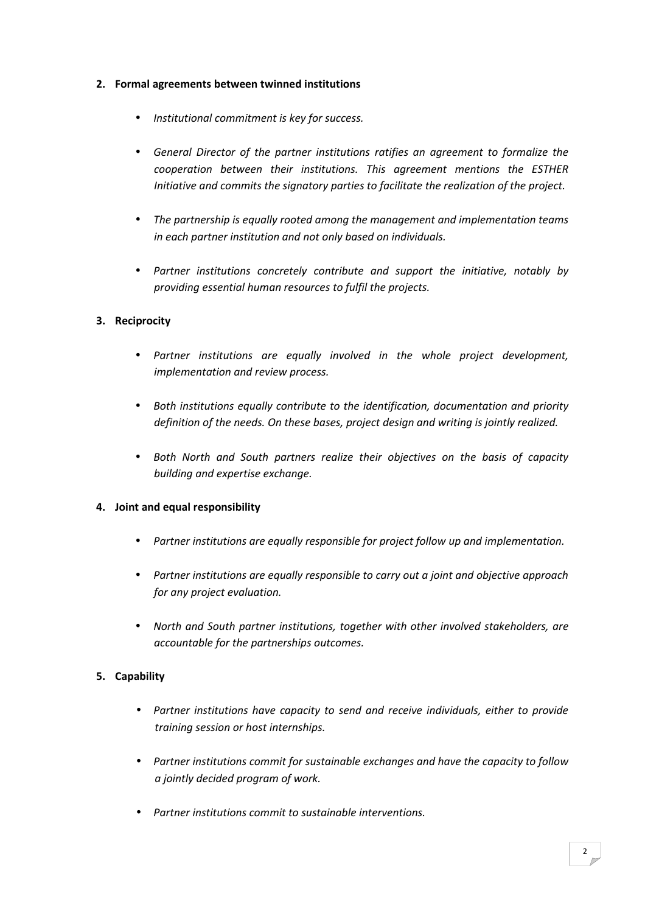2. **Formal agreements between twinned institutions**

    - *Institutional commitment is key for success.*
    - *General Director of the partner institutions ratifies an agreement to formalize the cooperation between their institutions. This agreement mentions the ESTHER Initiative and commits the signatory parties to facilitate the realization of the project.*
    - *The partnership is equally rooted among the management and implementation teams in each partner institution and not only based on individuals.*
    - *Partner institutions concretely contribute and support the initiative, notably by providing essential human resources to fulfil the projects.*

3. **Reciprocity**

    - *Partner institutions are equally involved in the whole project development, implementation and review process.*
    - *Both institutions equally contribute to the identification, documentation and priority definition of the needs. On these bases, project design and writing is jointly realized.*
    - *Both North and South partners realize their objectives on the basis of capacity building and expertise exchange.*

4. **Joint and equal responsibility**

    - *Partner institutions are equally responsible for project follow up and implementation.*
    - *Partner institutions are equally responsible to carry out a joint and objective approach for any project evaluation.*
    - *North and South partner institutions, together with other involved stakeholders, are accountable for the partnerships outcomes.*

5. **Capability**

    - *Partner institutions have capacity to send and receive individuals, either to provide training session or host internships.*
    - *Partner institutions commit for sustainable exchanges and have the capacity to follow a jointly decided program of work.*
    - *Partner institutions commit to sustainable interventions.*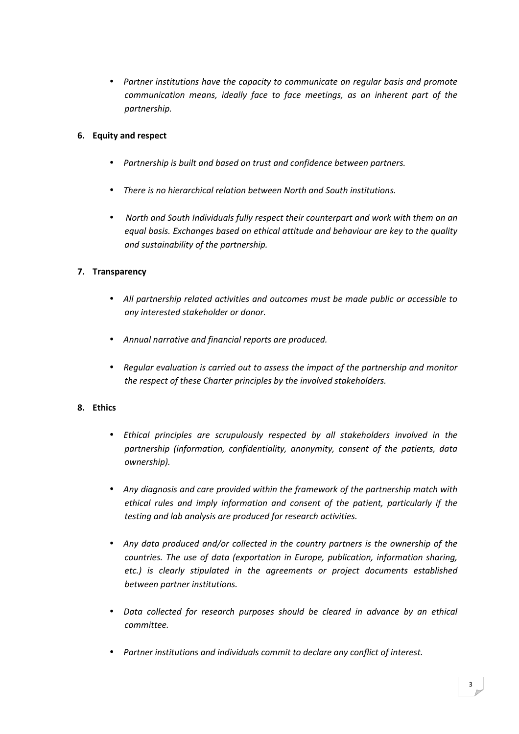- *Partner institutions have the capacity to communicate on regular basis and promote communication means, ideally face to face meetings, as an inherent part of the partnership.*

**6. Equity and respect**

- *Partnership is built and based on trust and confidence between partners.*
- *There is no hierarchical relation between North and South institutions.*
- *North and South Individuals fully respect their counterpart and work with them on an equal basis. Exchanges based on ethical attitude and behaviour are key to the quality and sustainability of the partnership.*

**7. Transparency**

- *All partnership related activities and outcomes must be made public or accessible to any interested stakeholder or donor.*
- *Annual narrative and financial reports are produced.*
- *Regular evaluation is carried out to assess the impact of the partnership and monitor the respect of these Charter principles by the involved stakeholders.*

**8. Ethics**

- *Ethical principles are scrupulously respected by all stakeholders involved in the partnership (information, confidentiality, anonymity, consent of the patients, data ownership).*
- *Any diagnosis and care provided within the framework of the partnership match with ethical rules and imply information and consent of the patient, particularly if the testing and lab analysis are produced for research activities.*
- *Any data produced and/or collected in the country partners is the ownership of the countries. The use of data (exportation in Europe, publication, information sharing, etc.) is clearly stipulated in the agreements or project documents established between partner institutions.*
- *Data collected for research purposes should be cleared in advance by an ethical committee.*
- *Partner institutions and individuals commit to declare any conflict of interest.*